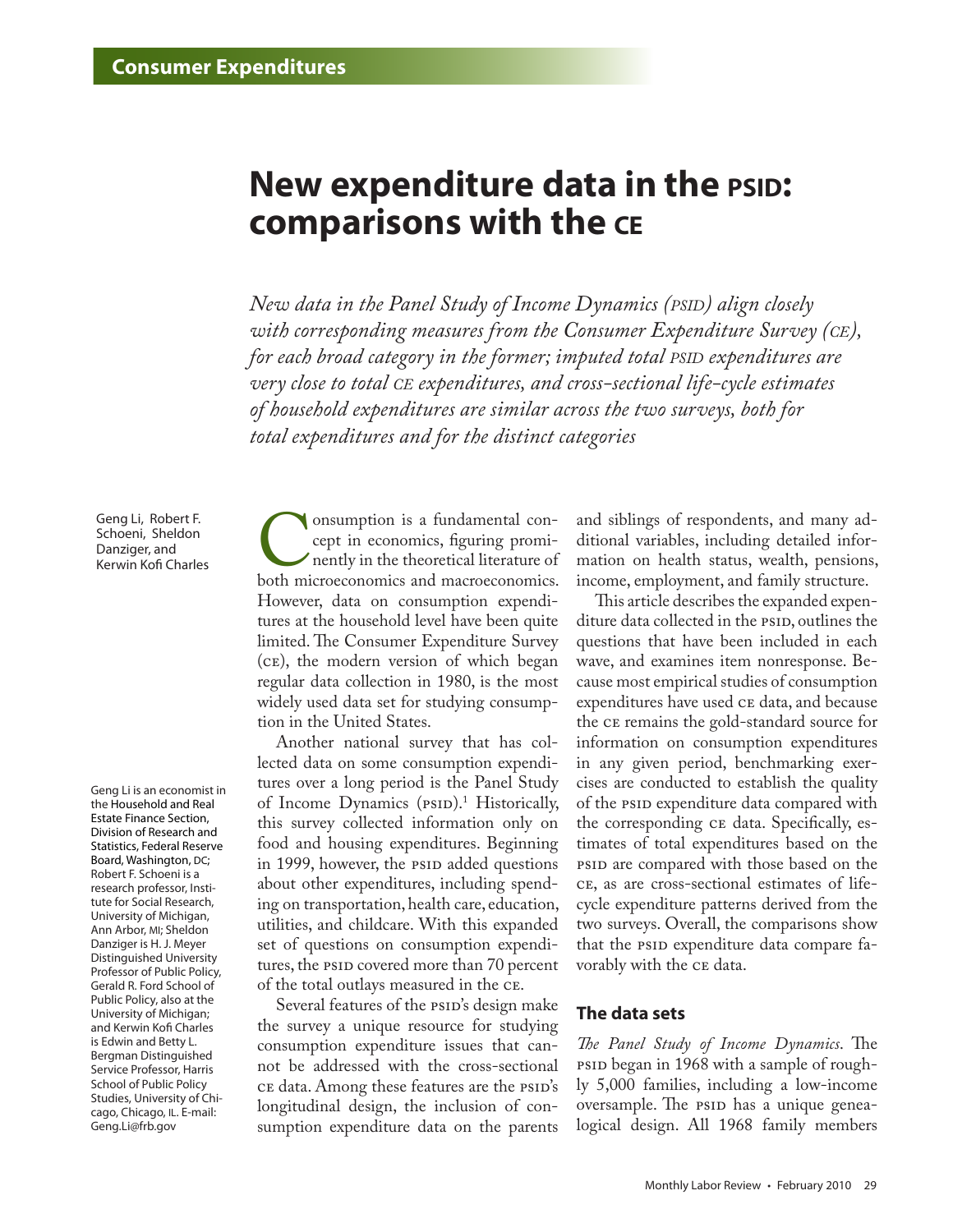# New expenditure data in the PSID: comparisons with the CE

*New data in the Panel Study of Income Dynamics (PSID) align closely with corresponding measures from the Consumer Expenditure Survey (CE), for each broad category in the former; imputed total PSID expenditures are very close to total CE expenditures, and cross-sectional life-cycle estimates of household expenditures are similar across the two surveys, both for total expenditures and for the distinct categories*

Geng Li, Robert F. Schoeni, Sheldon Danziger, and Kerwin Kofi Charles

Geng Li is an economist in the Household and Real Estate Finance Section, Division of Research and Statistics, Federal Reserve Board, Washington, DC; Robert F. Schoeni is a research professor, Institute for Social Research, University of Michigan, Ann Arbor, MI; Sheldon Danziger is H. J. Meyer Distinguished University Professor of Public Policy, Gerald R. Ford School of Public Policy, also at the University of Michigan; and Kerwin Kofi Charles is Edwin and Betty L. Bergman Distinguished Service Professor, Harris School of Public Policy Studies, University of Chicago, Chicago, IL. E-mail: Geng.Li@frb.gov

Consumption is a fundamental concept in economics, figuring prominently in the theoretical literature of both microeconomics and macroeconomics. However, data on consumption expenditures at the household level have been quite limited. The Consumer Expenditure Survey (CE), the modern version of which began regular data collection in 1980, is the most widely used data set for studying consumption in the United States.

Another national survey that has collected data on some consumption expenditures over a long period is the Panel Study of Income Dynamics (PSID).[1] Historically, this survey collected information only on food and housing expenditures. Beginning in 1999, however, the PSID added questions about other expenditures, including spending on transportation, health care, education, utilities, and childcare. With this expanded set of questions on consumption expenditures, the PSID covered more than 70 percent of the total outlays measured in the CE.

Several features of the PSID's design make the survey a unique resource for studying consumption expenditure issues that cannot be addressed with the cross-sectional CE data. Among these features are the PSID's longitudinal design, the inclusion of consumption expenditure data on the parents and siblings of respondents, and many additional variables, including detailed information on health status, wealth, pensions, income, employment, and family structure.

This article describes the expanded expenditure data collected in the PSID, outlines the questions that have been included in each wave, and examines item nonresponse. Because most empirical studies of consumption expenditures have used CE data, and because the CE remains the gold-standard source for information on consumption expenditures in any given period, benchmarking exercises are conducted to establish the quality of the PSID expenditure data compared with the corresponding CE data. Specifically, estimates of total expenditures based on the PSID are compared with those based on the CE, as are cross-sectional estimates of life-cycle expenditure patterns derived from the two surveys. Overall, the comparisons show that the PSID expenditure data compare favorably with the CE data.

## The data sets

*The Panel Study of Income Dynamics.* The PSID began in 1968 with a sample of roughly 5,000 families, including a low-income oversample. The PSID has a unique genealogical design. All 1968 family members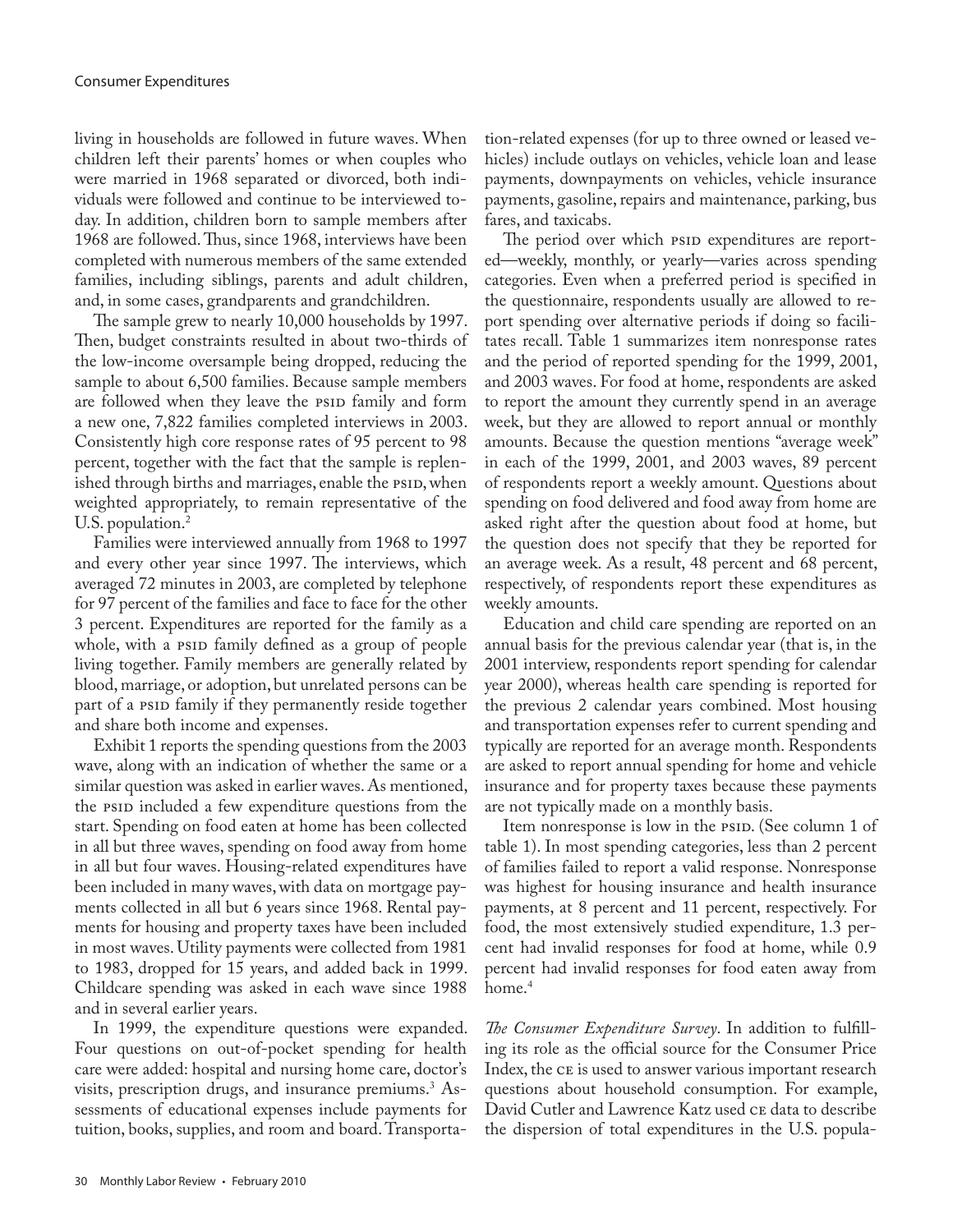living in households are followed in future waves. When children left their parents' homes or when couples who were married in 1968 separated or divorced, both individuals were followed and continue to be interviewed today. In addition, children born to sample members after 1968 are followed. Thus, since 1968, interviews have been completed with numerous members of the same extended families, including siblings, parents and adult children, and, in some cases, grandparents and grandchildren.

The sample grew to nearly 10,000 households by 1997. Then, budget constraints resulted in about two-thirds of the low-income oversample being dropped, reducing the sample to about 6,500 families. Because sample members are followed when they leave the PSID family and form a new one, 7,822 families completed interviews in 2003. Consistently high core response rates of 95 percent to 98 percent, together with the fact that the sample is replenished through births and marriages, enable the PSID, when weighted appropriately, to remain representative of the U.S. population.[2]

Families were interviewed annually from 1968 to 1997 and every other year since 1997. The interviews, which averaged 72 minutes in 2003, are completed by telephone for 97 percent of the families and face to face for the other 3 percent. Expenditures are reported for the family as a whole, with a PSID family defined as a group of people living together. Family members are generally related by blood, marriage, or adoption, but unrelated persons can be part of a PSID family if they permanently reside together and share both income and expenses.

Exhibit 1 reports the spending questions from the 2003 wave, along with an indication of whether the same or a similar question was asked in earlier waves. As mentioned, the PSID included a few expenditure questions from the start. Spending on food eaten at home has been collected in all but three waves, spending on food away from home in all but four waves. Housing-related expenditures have been included in many waves, with data on mortgage payments collected in all but 6 years since 1968. Rental payments for housing and property taxes have been included in most waves. Utility payments were collected from 1981 to 1983, dropped for 15 years, and added back in 1999. Childcare spending was asked in each wave since 1988 and in several earlier years.

In 1999, the expenditure questions were expanded. Four questions on out-of-pocket spending for health care were added: hospital and nursing home care, doctor's visits, prescription drugs, and insurance premiums.[3] Assessments of educational expenses include payments for tuition, books, supplies, and room and board. Transportation-related expenses (for up to three owned or leased vehicles) include outlays on vehicles, vehicle loan and lease payments, downpayments on vehicles, vehicle insurance payments, gasoline, repairs and maintenance, parking, bus fares, and taxicabs.

The period over which PSID expenditures are reported—weekly, monthly, or yearly—varies across spending categories. Even when a preferred period is specified in the questionnaire, respondents usually are allowed to report spending over alternative periods if doing so facilitates recall. Table 1 summarizes item nonresponse rates and the period of reported spending for the 1999, 2001, and 2003 waves. For food at home, respondents are asked to report the amount they currently spend in an average week, but they are allowed to report annual or monthly amounts. Because the question mentions "average week" in each of the 1999, 2001, and 2003 waves, 89 percent of respondents report a weekly amount. Questions about spending on food delivered and food away from home are asked right after the question about food at home, but the question does not specify that they be reported for an average week. As a result, 48 percent and 68 percent, respectively, of respondents report these expenditures as weekly amounts.

Education and child care spending are reported on an annual basis for the previous calendar year (that is, in the 2001 interview, respondents report spending for calendar year 2000), whereas health care spending is reported for the previous 2 calendar years combined. Most housing and transportation expenses refer to current spending and typically are reported for an average month. Respondents are asked to report annual spending for home and vehicle insurance and for property taxes because these payments are not typically made on a monthly basis.

Item nonresponse is low in the PSID. (See column 1 of table 1). In most spending categories, less than 2 percent of families failed to report a valid response. Nonresponse was highest for housing insurance and health insurance payments, at 8 percent and 11 percent, respectively. For food, the most extensively studied expenditure, 1.3 percent had invalid responses for food at home, while 0.9 percent had invalid responses for food eaten away from home.[4]

*The Consumer Expenditure Survey*. In addition to fulfilling its role as the official source for the Consumer Price Index, the CE is used to answer various important research questions about household consumption. For example, David Cutler and Lawrence Katz used CE data to describe the dispersion of total expenditures in the U.S. popula-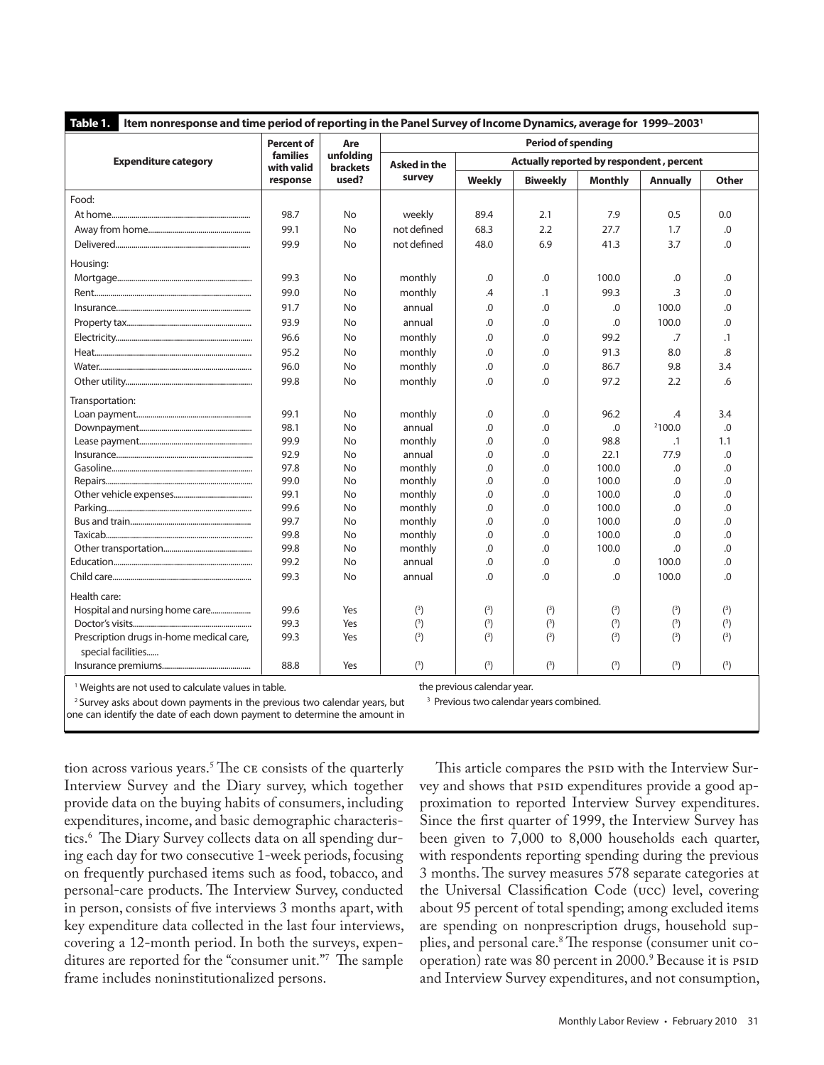**Table 1. Item nonresponse and time period of reporting in the Panel Survey of Income Dynamics, average for 1999–2003[1]**

| Expenditure category | Percent of families with valid response | Are unfolding brackets used? | Period of spending | | | | | |
|---|---|---|---|---|---|---|---|---|
| | | | Asked in the survey | Actually reported by respondent, percent | | | | |
| | | | | Weekly | Biweekly | Monthly | Annually | Other |
| Food: | | | | | | | | |
| At home | 98.7 | No | weekly | 89.4 | 2.1 | 7.9 | 0.5 | 0.0 |
| Away from home | 99.1 | No | not defined | 68.3 | 2.2 | 27.7 | 1.7 | .0 |
| Delivered | 99.9 | No | not defined | 48.0 | 6.9 | 41.3 | 3.7 | .0 |
| Housing: | | | | | | | | |
| Mortgage | 99.3 | No | monthly | .0 | .0 | 100.0 | .0 | .0 |
| Rent | 99.0 | No | monthly | .4 | .1 | 99.3 | .3 | .0 |
| Insurance | 91.7 | No | annual | .0 | .0 | .0 | 100.0 | .0 |
| Property tax | 93.9 | No | annual | .0 | .0 | .0 | 100.0 | .0 |
| Electricity | 96.6 | No | monthly | .0 | .0 | 99.2 | .7 | .1 |
| Heat | 95.2 | No | monthly | .0 | .0 | 91.3 | 8.0 | .8 |
| Water | 96.0 | No | monthly | .0 | .0 | 86.7 | 9.8 | 3.4 |
| Other utility | 99.8 | No | monthly | .0 | .0 | 97.2 | 2.2 | .6 |
| Transportation: | | | | | | | | |
| Loan payment | 99.1 | No | monthly | .0 | .0 | 96.2 | .4 | 3.4 |
| Downpayment | 98.1 | No | annual | .0 | .0 | .0 | [2]100.0 | .0 |
| Lease payment | 99.9 | No | monthly | .0 | .0 | 98.8 | .1 | 1.1 |
| Insurance | 92.9 | No | annual | .0 | .0 | 22.1 | 77.9 | .0 |
| Gasoline | 97.8 | No | monthly | .0 | .0 | 100.0 | .0 | .0 |
| Repairs | 99.0 | No | monthly | .0 | .0 | 100.0 | .0 | .0 |
| Other vehicle expenses | 99.1 | No | monthly | .0 | .0 | 100.0 | .0 | .0 |
| Parking | 99.6 | No | monthly | .0 | .0 | 100.0 | .0 | .0 |
| Bus and train | 99.7 | No | monthly | .0 | .0 | 100.0 | .0 | .0 |
| Taxicab | 99.8 | No | monthly | .0 | .0 | 100.0 | .0 | .0 |
| Other transportation | 99.8 | No | monthly | .0 | .0 | 100.0 | .0 | .0 |
| Education | 99.2 | No | annual | .0 | .0 | .0 | 100.0 | .0 |
| Child care | 99.3 | No | annual | .0 | .0 | .0 | 100.0 | .0 |
| Health care: | | | | | | | | |
| Hospital and nursing home care | 99.6 | Yes | (3) | (3) | (3) | (3) | (3) | (3) |
| Doctor's visits | 99.3 | Yes | (3) | (3) | (3) | (3) | (3) | (3) |
| Prescription drugs in-home medical care, special facilities | 99.3 | Yes | (3) | (3) | (3) | (3) | (3) | (3) |
| Insurance premiums | 88.8 | Yes | (3) | (3) | (3) | (3) | (3) | (3) |

[1] Weights are not used to calculate values in table.

[2] Survey asks about down payments in the previous two calendar years, but one can identify the date of each down payment to determine the amount in the previous calendar year.

[3] Previous two calendar years combined.

tion across various years.[5] The CE consists of the quarterly Interview Survey and the Diary survey, which together provide data on the buying habits of consumers, including expenditures, income, and basic demographic characteristics.[6] The Diary Survey collects data on all spending during each day for two consecutive 1-week periods, focusing on frequently purchased items such as food, tobacco, and personal-care products. The Interview Survey, conducted in person, consists of five interviews 3 months apart, with key expenditure data collected in the last four interviews, covering a 12-month period. In both the surveys, expenditures are reported for the "consumer unit."[7] The sample frame includes noninstitutionalized persons.

This article compares the PSID with the Interview Survey and shows that PSID expenditures provide a good approximation to reported Interview Survey expenditures. Since the first quarter of 1999, the Interview Survey has been given to 7,000 to 8,000 households each quarter, with respondents reporting spending during the previous 3 months. The survey measures 578 separate categories at the Universal Classification Code (UCC) level, covering about 95 percent of total spending; among excluded items are spending on nonprescription drugs, household supplies, and personal care.[8] The response (consumer unit cooperation) rate was 80 percent in 2000.[9] Because it is PSID and Interview Survey expenditures, and not consumption,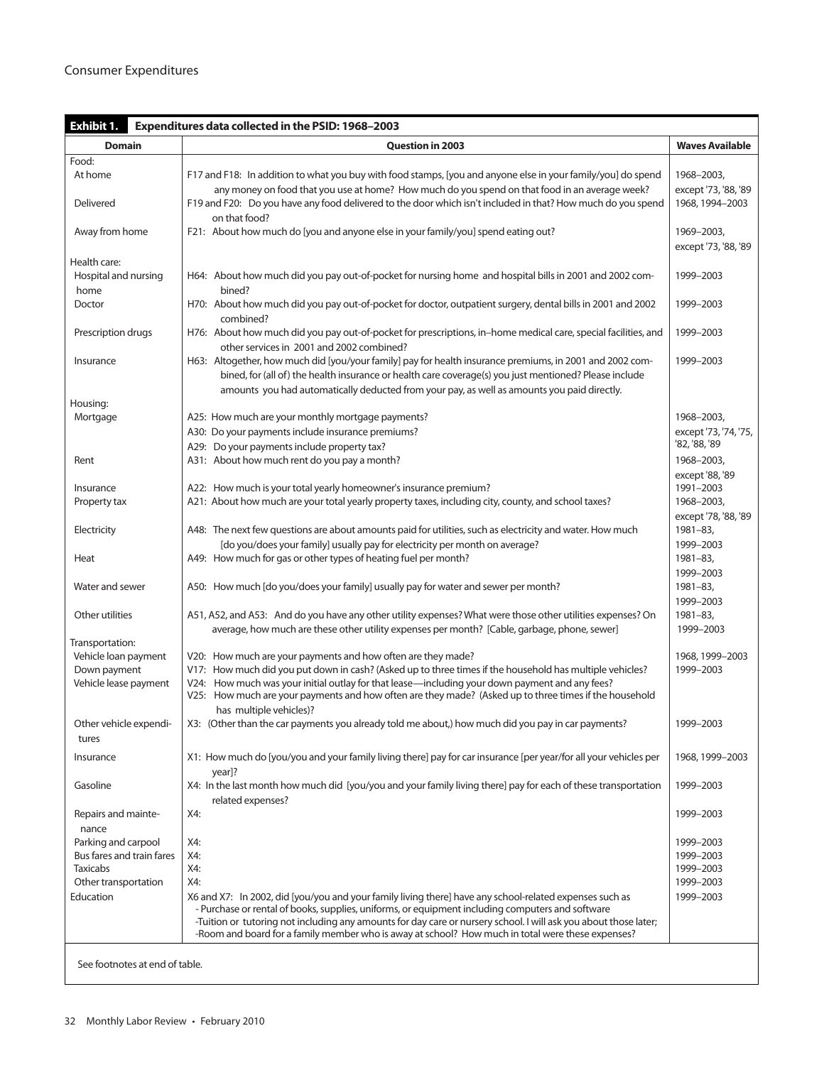**Exhibit 1. Expenditures data collected in the PSID: 1968–2003**

| Domain | Question in 2003 | Waves Available |
|---|---|---|
| Food: | | |
| At home | F17 and F18: In addition to what you buy with food stamps, [you and anyone else in your family/you] do spend any money on food that you use at home? How much do you spend on that food in an average week? | 1968–2003, except '73, '88, '89 |
| Delivered | F19 and F20: Do you have any food delivered to the door which isn't included in that? How much do you spend on that food? | 1968, 1994–2003 |
| Away from home | F21: About how much do [you and anyone else in your family/you] spend eating out? | 1969–2003, except '73, '88, '89 |
| Health care: | | |
| Hospital and nursing home | H64: About how much did you pay out-of-pocket for nursing home and hospital bills in 2001 and 2002 combined? | 1999–2003 |
| Doctor | H70: About how much did you pay out-of-pocket for doctor, outpatient surgery, dental bills in 2001 and 2002 combined? | 1999–2003 |
| Prescription drugs | H76: About how much did you pay out-of-pocket for prescriptions, in–home medical care, special facilities, and other services in 2001 and 2002 combined? | 1999–2003 |
| Insurance | H63: Altogether, how much did [you/your family] pay for health insurance premiums, in 2001 and 2002 combined, for (all of) the health insurance or health care coverage(s) you just mentioned? Please include amounts you had automatically deducted from your pay, as well as amounts you paid directly. | 1999–2003 |
| Housing: | | |
| Mortgage | A25: How much are your monthly mortgage payments?<br>A30: Do your payments include insurance premiums?<br>A29: Do your payments include property tax? | 1968–2003, except '73, '74, '75, '82, '88, '89 |
| Rent | A31: About how much rent do you pay a month? | 1968–2003, except '88, '89 |
| Insurance | A22: How much is your total yearly homeowner's insurance premium? | 1991–2003 |
| Property tax | A21: About how much are your total yearly property taxes, including city, county, and school taxes? | 1968–2003, except '78, '88, '89 |
| Electricity | A48: The next few questions are about amounts paid for utilities, such as electricity and water. How much [do you/does your family] usually pay for electricity per month on average? | 1981–83, 1999–2003 |
| Heat | A49: How much for gas or other types of heating fuel per month? | 1981–83, 1999–2003 |
| Water and sewer | A50: How much [do you/does your family] usually pay for water and sewer per month? | 1981–83, 1999–2003 |
| Other utilities | A51, A52, and A53: And do you have any other utility expenses? What were those other utilities expenses? On average, how much are these other utility expenses per month? [Cable, garbage, phone, sewer] | 1981–83, 1999–2003 |
| Transportation: | | |
| Vehicle loan payment | V20: How much are your payments and how often are they made? | 1968, 1999–2003 |
| Down payment | V17: How much did you put down in cash? (Asked up to three times if the household has multiple vehicles? | 1999–2003 |
| Vehicle lease payment | V24: How much was your initial outlay for that lease—including your down payment and any fees?<br>V25: How much are your payments and how often are they made? (Asked up to three times if the household has multiple vehicles)? | |
| Other vehicle expenditures | X3: (Other than the car payments you already told me about,) how much did you pay in car payments? | 1999–2003 |
| Insurance | X1: How much do [you/you and your family living there] pay for car insurance [per year/for all your vehicles per year]? | 1968, 1999–2003 |
| Gasoline | X4: In the last month how much did [you/you and your family living there] pay for each of these transportation related expenses? | 1999–2003 |
| Repairs and maintenance | X4: | 1999–2003 |
| Parking and carpool | X4: | 1999–2003 |
| Bus fares and train fares | X4: | 1999–2003 |
| Taxicabs | X4: | 1999–2003 |
| Other transportation | X4: | 1999–2003 |
| Education | X6 and X7: In 2002, did [you/you and your family living there] have any school-related expenses such as<br>- Purchase or rental of books, supplies, uniforms, or equipment including computers and software<br>-Tuition or tutoring not including any amounts for day care or nursery school. I will ask you about those later;<br>-Room and board for a family member who is away at school? How much in total were these expenses? | 1999–2003 |

See footnotes at end of table.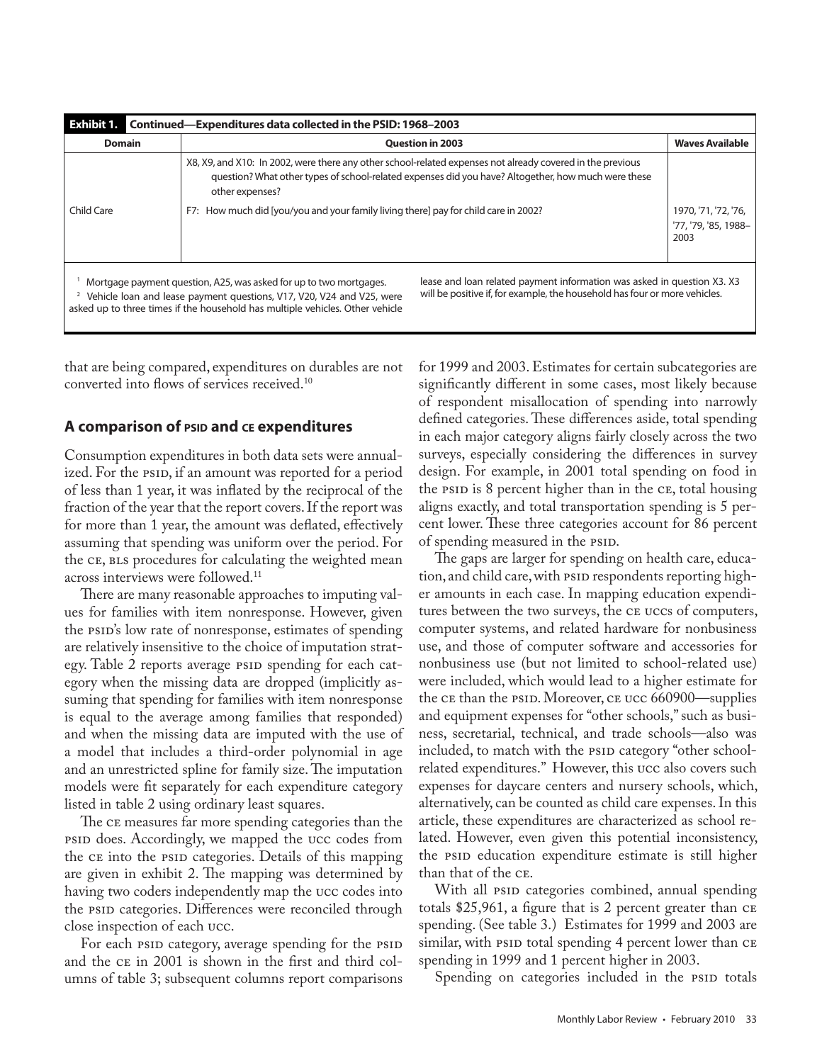| Exhibit 1. Continued—Expenditures data collected in the PSID: 1968–2003 | | |
|---|---|---|
| **Domain** | **Question in 2003** | **Waves Available** |
| | X8, X9, and X10: In 2002, were there any other school-related expenses not already covered in the previous question? What other types of school-related expenses did you have? Altogether, how much were these other expenses? | |
| Child Care | F7: How much did [you/you and your family living there] pay for child care in 2002? | 1970, '71, '72, '76, '77, '79, '85, 1988–2003 |

[1] Mortgage payment question, A25, was asked for up to two mortgages.
[2] Vehicle loan and lease payment questions, V17, V20, V24 and V25, were asked up to three times if the household has multiple vehicles. Other vehicle lease and loan related payment information was asked in question X3. X3 will be positive if, for example, the household has four or more vehicles.

that are being compared, expenditures on durables are not converted into flows of services received.[10]

## A comparison of PSID and CE expenditures

Consumption expenditures in both data sets were annualized. For the PSID, if an amount was reported for a period of less than 1 year, it was inflated by the reciprocal of the fraction of the year that the report covers. If the report was for more than 1 year, the amount was deflated, effectively assuming that spending was uniform over the period. For the CE, BLS procedures for calculating the weighted mean across interviews were followed.[11]

There are many reasonable approaches to imputing values for families with item nonresponse. However, given the PSID's low rate of nonresponse, estimates of spending are relatively insensitive to the choice of imputation strategy. Table 2 reports average PSID spending for each category when the missing data are dropped (implicitly assuming that spending for families with item nonresponse is equal to the average among families that responded) and when the missing data are imputed with the use of a model that includes a third-order polynomial in age and an unrestricted spline for family size. The imputation models were fit separately for each expenditure category listed in table 2 using ordinary least squares.

The CE measures far more spending categories than the PSID does. Accordingly, we mapped the UCC codes from the CE into the PSID categories. Details of this mapping are given in exhibit 2. The mapping was determined by having two coders independently map the UCC codes into the PSID categories. Differences were reconciled through close inspection of each UCC.

For each PSID category, average spending for the PSID and the CE in 2001 is shown in the first and third columns of table 3; subsequent columns report comparisons for 1999 and 2003. Estimates for certain subcategories are significantly different in some cases, most likely because of respondent misallocation of spending into narrowly defined categories. These differences aside, total spending in each major category aligns fairly closely across the two surveys, especially considering the differences in survey design. For example, in 2001 total spending on food in the PSID is 8 percent higher than in the CE, total housing aligns exactly, and total transportation spending is 5 percent lower. These three categories account for 86 percent of spending measured in the PSID.

The gaps are larger for spending on health care, education, and child care, with PSID respondents reporting higher amounts in each case. In mapping education expenditures between the two surveys, the CE UCCs of computers, computer systems, and related hardware for nonbusiness use, and those of computer software and accessories for nonbusiness use (but not limited to school-related use) were included, which would lead to a higher estimate for the CE than the PSID. Moreover, CE UCC 660900—supplies and equipment expenses for "other schools," such as business, secretarial, technical, and trade schools—also was included, to match with the PSID category "other school-related expenditures." However, this UCC also covers such expenses for daycare centers and nursery schools, which, alternatively, can be counted as child care expenses. In this article, these expenditures are characterized as school related. However, even given this potential inconsistency, the PSID education expenditure estimate is still higher than that of the CE.

With all PSID categories combined, annual spending totals $25,961, a figure that is 2 percent greater than CE spending. (See table 3.) Estimates for 1999 and 2003 are similar, with PSID total spending 4 percent lower than CE spending in 1999 and 1 percent higher in 2003.

Spending on categories included in the PSID totals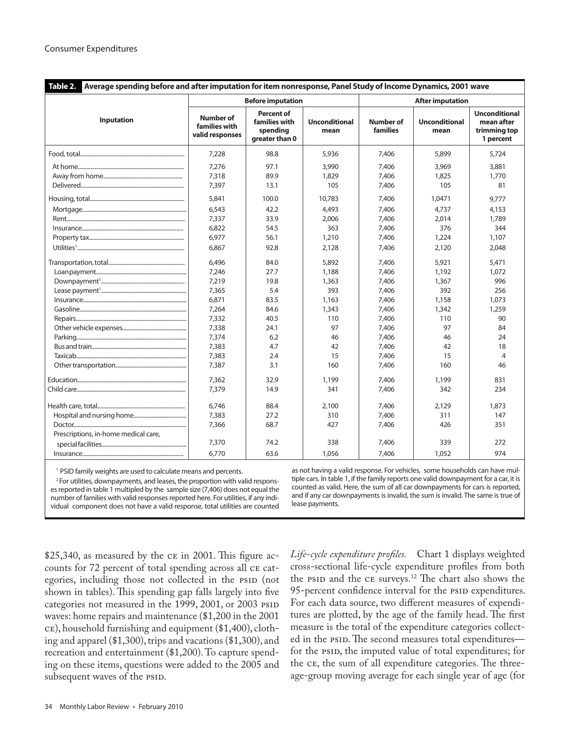**Table 2. Average spending before and after imputation for item nonresponse, Panel Study of Income Dynamics, 2001 wave**

| Inputation | Before imputation | | | After imputation | | |
|---|---|---|---|---|---|---|
| | Number of families with valid responses | Percent of families with spending greater than 0 | Unconditional mean | Number of families | Unconditional mean | Unconditional mean after trimming top 1 percent |
| Food, total | 7,228 | 98.8 | 5,936 | 7,406 | 5,899 | 5,724 |
| At home | 7,276 | 97.1 | 3,990 | 7,406 | 3,969 | 3,881 |
| Away from home | 7,318 | 89.9 | 1,829 | 7,406 | 1,825 | 1,770 |
| Delivered | 7,397 | 13.1 | 105 | 7,406 | 105 | 81 |
| Housing, total | 5,841 | 100.0 | 10,783 | 7,406 | 1,0471 | 9,777 |
| Mortgage | 6,543 | 42.2 | 4,493 | 7,406 | 4,737 | 4,153 |
| Rent | 7,337 | 33.9 | 2,006 | 7,406 | 2,014 | 1,789 |
| Insurance | 6,822 | 54.5 | 363 | 7,406 | 376 | 344 |
| Property tax | 6,977 | 56.1 | 1,210 | 7,406 | 1,224 | 1,107 |
| Utilities[1] | 6,867 | 92.8 | 2,128 | 7,406 | 2,120 | 2,048 |
| Transportation, total | 6,496 | 84.0 | 5,892 | 7,406 | 5,921 | 5,471 |
| Loan payment | 7,246 | 27.7 | 1,188 | 7,406 | 1,192 | 1,072 |
| Downpayment[1] | 7,219 | 19.8 | 1,363 | 7,406 | 1,367 | 996 |
| Lease payment[1] | 7,365 | 5.4 | 393 | 7,406 | 392 | 256 |
| Insurance | 6,871 | 83.5 | 1,163 | 7,406 | 1,158 | 1,073 |
| Gasoline | 7,264 | 84.6 | 1,343 | 7,406 | 1,342 | 1,259 |
| Repairs | 7,332 | 40.5 | 110 | 7,406 | 110 | 90 |
| Other vehicle expenses | 7,338 | 24.1 | 97 | 7,406 | 97 | 84 |
| Parking | 7,374 | 6.2 | 46 | 7,406 | 46 | 24 |
| Bus and train | 7,383 | 4.7 | 42 | 7,406 | 42 | 18 |
| Taxicab | 7,383 | 2.4 | 15 | 7,406 | 15 | 4 |
| Other transportation | 7,387 | 3.1 | 160 | 7,406 | 160 | 46 |
| Education | 7,362 | 32.9 | 1,199 | 7,406 | 1,199 | 831 |
| Child care | 7,379 | 14.9 | 341 | 7,406 | 342 | 234 |
| Health care, total | 6,746 | 88.4 | 2,100 | 7,406 | 2,129 | 1,873 |
| Hospital and nursing home | 7,383 | 27.2 | 310 | 7,406 | 311 | 147 |
| Doctor | 7,366 | 68.7 | 427 | 7,406 | 426 | 351 |
| Prescriptions, in-home medical care, special facilities | 7,370 | 74.2 | 338 | 7,406 | 339 | 272 |
| Insurance | 6,770 | 63.6 | 1,056 | 7,406 | 1,052 | 974 |

[1] PSID family weights are used to calculate means and percents.

[2] For utilities, downpayments, and leases, the proportion with valid responses reported in table 1 multipled by the sample size (7,406) does not equal the number of families with valid responses reported here. For utilities, if any individual component does not have a valid response, total utilities are counted as not having a valid response. For vehicles, some households can have multiple cars. In table 1, if the family reports one valid downpayment for a car, it is counted as valid. Here, the sum of all car downpayments for cars is reported, and if any car downpayments is invalid, the sum is invalid. The same is true of lease payments.

$25,340, as measured by the CE in 2001. This figure accounts for 72 percent of total spending across all CE categories, including those not collected in the PSID (not shown in tables). This spending gap falls largely into five categories not measured in the 1999, 2001, or 2003 PSID waves: home repairs and maintenance ($1,200 in the 2001 CE), household furnishing and equipment ($1,400), clothing and apparel ($1,300), trips and vacations ($1,300), and recreation and entertainment ($1,200). To capture spending on these items, questions were added to the 2005 and subsequent waves of the PSID.

*Life-cycle expenditure profiles.* Chart 1 displays weighted cross-sectional life-cycle expenditure profiles from both the PSID and the CE surveys.[12] The chart also shows the 95-percent confidence interval for the PSID expenditures. For each data source, two different measures of expenditures are plotted, by the age of the family head. The first measure is the total of the expenditure categories collected in the PSID. The second measures total expenditures—for the PSID, the imputed value of total expenditures; for the CE, the sum of all expenditure categories. The three-age-group moving average for each single year of age (for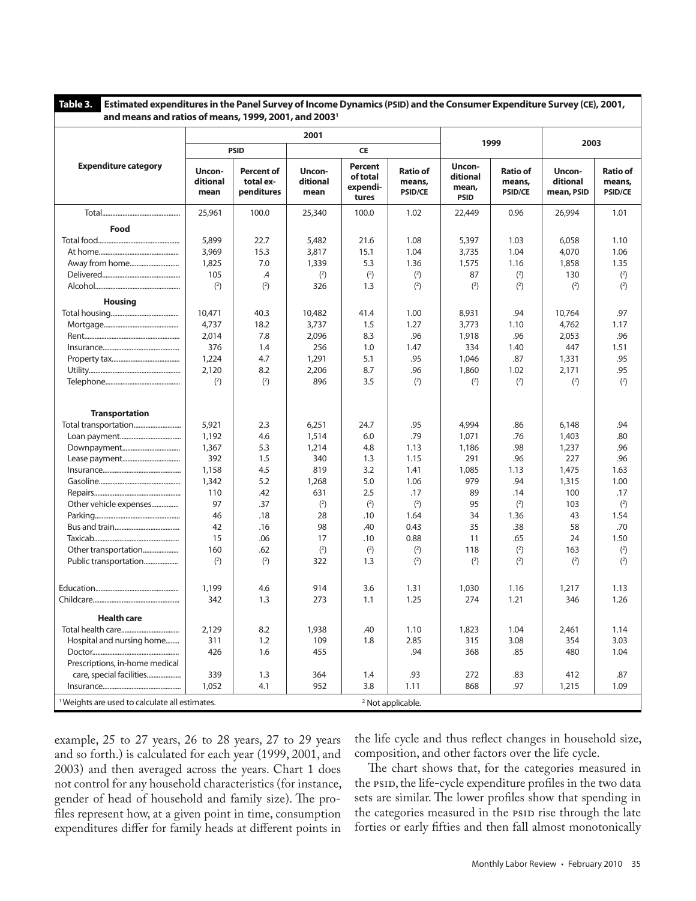**Table 3. Estimated expenditures in the Panel Survey of Income Dynamics (PSID) and the Consumer Expenditure Survey (CE), 2001, and means and ratios of means, 1999, 2001, and 2003[1]**

| Expenditure category | 2001 | | | | | 1999 | | 2003 | |
|---|---|---|---|---|---|---|---|---|---|
| | PSID | | CE | | | | | | |
| | Unconditional mean | Percent of total expenditures | Unconditional mean | Percent of total expenditures | Ratio of means, PSID/CE | Unconditional mean, PSID | Ratio of means, PSID/CE | Unconditional mean, PSID | Ratio of means, PSID/CE |
| Total | 25,961 | 100.0 | 25,340 | 100.0 | 1.02 | 22,449 | 0.96 | 26,994 | 1.01 |
| **Food** | | | | | | | | | |
| Total food | 5,899 | 22.7 | 5,482 | 21.6 | 1.08 | 5,397 | 1.03 | 6,058 | 1.10 |
| At home | 3,969 | 15.3 | 3,817 | 15.1 | 1.04 | 3,735 | 1.04 | 4,070 | 1.06 |
| Away from home | 1,825 | 7.0 | 1,339 | 5.3 | 1.36 | 1,575 | 1.16 | 1,858 | 1.35 |
| Delivered | 105 | .4 | (2) | (2) | (2) | 87 | (2) | 130 | (2) |
| Alcohol | (2) | (2) | 326 | 1.3 | (2) | (2) | (2) | (2) | (2) |
| **Housing** | | | | | | | | | |
| Total housing | 10,471 | 40.3 | 10,482 | 41.4 | 1.00 | 8,931 | .94 | 10,764 | .97 |
| Mortgage | 4,737 | 18.2 | 3,737 | 1.5 | 1.27 | 3,773 | 1.10 | 4,762 | 1.17 |
| Rent | 2,014 | 7.8 | 2,096 | 8.3 | .96 | 1,918 | .96 | 2,053 | .96 |
| Insurance | 376 | 1.4 | 256 | 1.0 | 1.47 | 334 | 1.40 | 447 | 1.51 |
| Property tax | 1,224 | 4.7 | 1,291 | 5.1 | .95 | 1,046 | .87 | 1,331 | .95 |
| Utility | 2,120 | 8.2 | 2,206 | 8.7 | .96 | 1,860 | 1.02 | 2,171 | .95 |
| Telephone | (2) | (2) | 896 | 3.5 | (2) | (2) | (2) | (2) | (2) |
| **Transportation** | | | | | | | | | |
| Total transportation | 5,921 | 2.3 | 6,251 | 24.7 | .95 | 4,994 | .86 | 6,148 | .94 |
| Loan payment | 1,192 | 4.6 | 1,514 | 6.0 | .79 | 1,071 | .76 | 1,403 | .80 |
| Downpayment | 1,367 | 5.3 | 1,214 | 4.8 | 1.13 | 1,186 | .98 | 1,237 | .96 |
| Lease payment | 392 | 1.5 | 340 | 1.3 | 1.15 | 291 | .96 | 227 | .96 |
| Insurance | 1,158 | 4.5 | 819 | 3.2 | 1.41 | 1,085 | 1.13 | 1,475 | 1.63 |
| Gasoline | 1,342 | 5.2 | 1,268 | 5.0 | 1.06 | 979 | .94 | 1,315 | 1.00 |
| Repairs | 110 | .42 | 631 | 2.5 | .17 | 89 | .14 | 100 | .17 |
| Other vehicle expenses | 97 | .37 | (2) | (2) | (2) | 95 | (2) | 103 | (2) |
| Parking | 46 | .18 | 28 | .10 | 1.64 | 34 | 1.36 | 43 | 1.54 |
| Bus and train | 42 | .16 | 98 | .40 | 0.43 | 35 | .38 | 58 | .70 |
| Taxicab | 15 | .06 | 17 | .10 | 0.88 | 11 | .65 | 24 | 1.50 |
| Other transportation | 160 | .62 | (2) | (2) | (2) | 118 | (2) | 163 | (2) |
| Public transportation | (2) | (2) | 322 | 1.3 | (2) | (2) | (2) | (2) | (2) |
| Education | 1,199 | 4.6 | 914 | 3.6 | 1.31 | 1,030 | 1.16 | 1,217 | 1.13 |
| Childcare | 342 | 1.3 | 273 | 1.1 | 1.25 | 274 | 1.21 | 346 | 1.26 |
| **Health care** | | | | | | | | | |
| Total health care | 2,129 | 8.2 | 1,938 | .40 | 1.10 | 1,823 | 1.04 | 2,461 | 1.14 |
| Hospital and nursing home | 311 | 1.2 | 109 | 1.8 | 2.85 | 315 | 3.08 | 354 | 3.03 |
| Doctor | 426 | 1.6 | 455 | | .94 | 368 | .85 | 480 | 1.04 |
| Prescriptions, in-home medical care, special facilities | 339 | 1.3 | 364 | 1.4 | .93 | 272 | .83 | 412 | .87 |
| Insurance | 1,052 | 4.1 | 952 | 3.8 | 1.11 | 868 | .97 | 1,215 | 1.09 |

[1] Weights are used to calculate all estimates.
[2] Not applicable.

example, 25 to 27 years, 26 to 28 years, 27 to 29 years and so forth.) is calculated for each year (1999, 2001, and 2003) and then averaged across the years. Chart 1 does not control for any household characteristics (for instance, gender of head of household and family size). The profiles represent how, at a given point in time, consumption expenditures differ for family heads at different points in the life cycle and thus reflect changes in household size, composition, and other factors over the life cycle.

The chart shows that, for the categories measured in the PSID, the life-cycle expenditure profiles in the two data sets are similar. The lower profiles show that spending in the categories measured in the PSID rise through the late forties or early fifties and then fall almost monotonically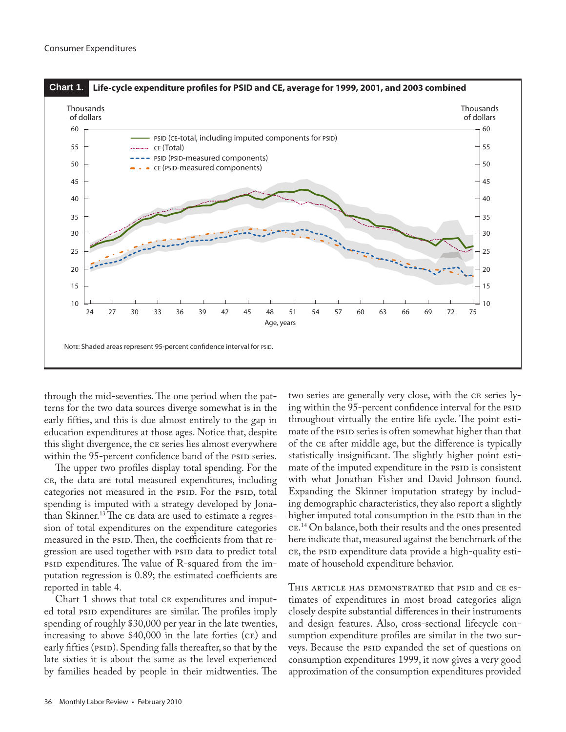**Chart 1. Life-cycle expenditure profiles for PSID and CE, average for 1999, 2001, and 2003 combined**

NOTE: Shaded areas represent 95-percent confidence interval for PSID.

through the mid-seventies. The one period when the patterns for the two data sources diverge somewhat is in the early fifties, and this is due almost entirely to the gap in education expenditures at those ages. Notice that, despite this slight divergence, the CE series lies almost everywhere within the 95-percent confidence band of the PSID series.

The upper two profiles display total spending. For the CE, the data are total measured expenditures, including categories not measured in the PSID. For the PSID, total spending is imputed with a strategy developed by Jonathan Skinner.[13] The CE data are used to estimate a regression of total expenditures on the expenditure categories measured in the PSID. Then, the coefficients from that regression are used together with PSID data to predict total PSID expenditures. The value of R-squared from the imputation regression is 0.89; the estimated coefficients are reported in table 4.

Chart 1 shows that total CE expenditures and imputed total PSID expenditures are similar. The profiles imply spending of roughly $30,000 per year in the late twenties, increasing to above $40,000 in the late forties (CE) and early fifties (PSID). Spending falls thereafter, so that by the late sixties it is about the same as the level experienced by families headed by people in their midtwenties. The two series are generally very close, with the CE series lying within the 95-percent confidence interval for the PSID throughout virtually the entire life cycle. The point estimate of the PSID series is often somewhat higher than that of the CE after middle age, but the difference is typically statistically insignificant. The slightly higher point estimate of the imputed expenditure in the PSID is consistent with what Jonathan Fisher and David Johnson found. Expanding the Skinner imputation strategy by including demographic characteristics, they also report a slightly higher imputed total consumption in the PSID than in the CE.[14] On balance, both their results and the ones presented here indicate that, measured against the benchmark of the CE, the PSID expenditure data provide a high-quality estimate of household expenditure behavior.

THIS ARTICLE HAS DEMONSTRATED that PSID and CE estimates of expenditures in most broad categories align closely despite substantial differences in their instruments and design features. Also, cross-sectional lifecycle consumption expenditure profiles are similar in the two surveys. Because the PSID expanded the set of questions on consumption expenditures 1999, it now gives a very good approximation of the consumption expenditures provided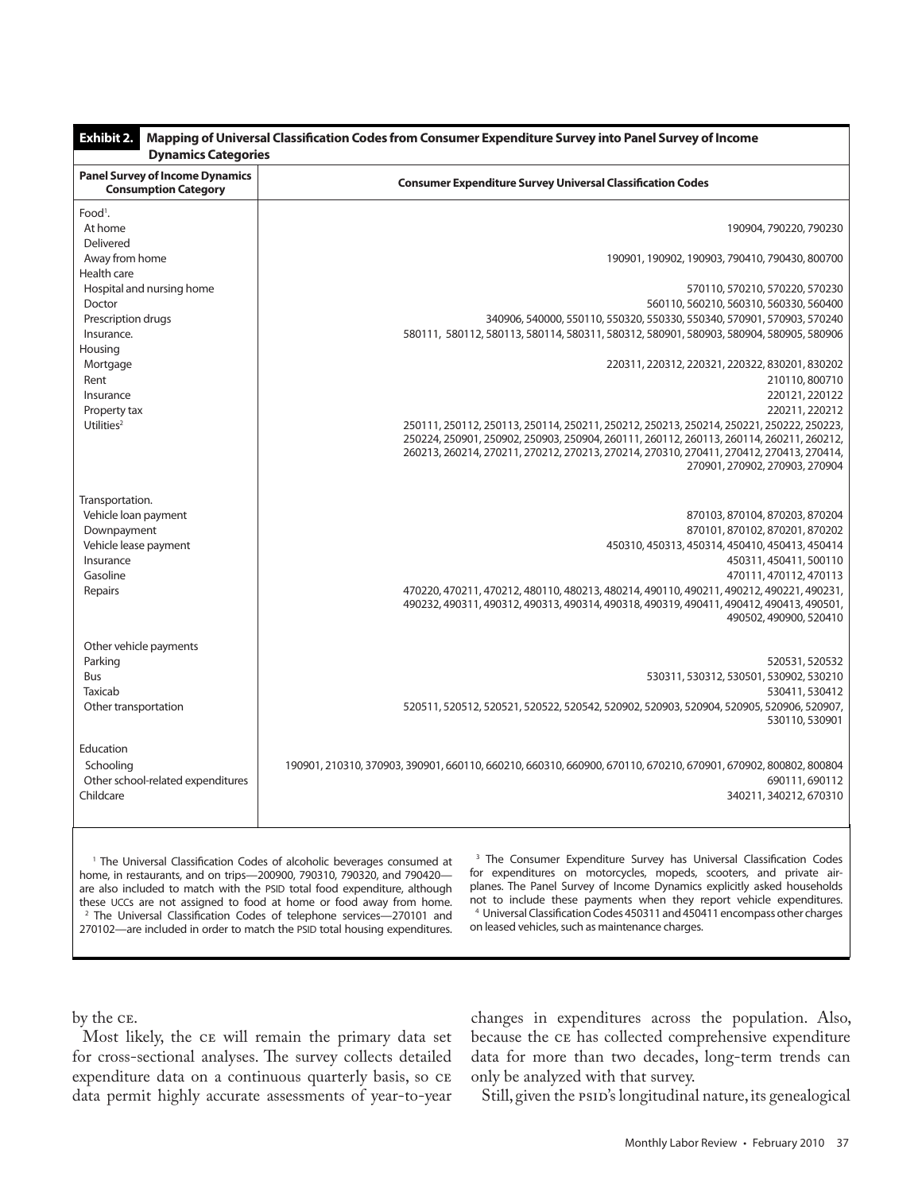**Exhibit 2. Mapping of Universal Classification Codes from Consumer Expenditure Survey into Panel Survey of Income Dynamics Categories**

| Panel Survey of Income Dynamics Consumption Category | Consumer Expenditure Survey Universal Classification Codes |
|---|---|
| Food[1]. | |
| At home | 190904, 790220, 790230 |
| Delivered | |
| Away from home | 190901, 190902, 190903, 790410, 790430, 800700 |
| Health care | |
| Hospital and nursing home | 570110, 570210, 570220, 570230 |
| Doctor | 560110, 560210, 560310, 560330, 560400 |
| Prescription drugs | 340906, 540000, 550110, 550320, 550330, 550340, 570901, 570903, 570240 |
| Insurance. | 580111, 580112, 580113, 580114, 580311, 580312, 580901, 580903, 580904, 580905, 580906 |
| Housing | |
| Mortgage | 220311, 220312, 220321, 220322, 830201, 830202 |
| Rent | 210110, 800710 |
| Insurance | 220121, 220122 |
| Property tax | 220211, 220212 |
| Utilities[2] | 250111, 250112, 250113, 250114, 250211, 250212, 250213, 250214, 250221, 250222, 250223, 250224, 250901, 250902, 250903, 250904, 260111, 260112, 260113, 260114, 260211, 260212, 260213, 260214, 270211, 270212, 270213, 270214, 270310, 270411, 270412, 270413, 270414, 270901, 270902, 270903, 270904 |
| Transportation. | |
| Vehicle loan payment | 870103, 870104, 870203, 870204 |
| Downpayment | 870101, 870102, 870201, 870202 |
| Vehicle lease payment | 450310, 450313, 450314, 450410, 450413, 450414 |
| Insurance | 450311, 450411, 500110 |
| Gasoline | 470111, 470112, 470113 |
| Repairs | 470220, 470211, 470212, 480110, 480213, 480214, 490110, 490211, 490212, 490221, 490231, 490232, 490311, 490312, 490313, 490314, 490318, 490319, 490411, 490412, 490413, 490501, 490502, 490900, 520410 |
| Other vehicle payments | |
| Parking | 520531, 520532 |
| Bus | 530311, 530312, 530501, 530902, 530210 |
| Taxicab | 530411, 530412 |
| Other transportation | 520511, 520512, 520521, 520522, 520542, 520902, 520903, 520904, 520905, 520906, 520907, 530110, 530901 |
| Education | |
| Schooling | 190901, 210310, 370903, 390901, 660110, 660210, 660310, 660900, 670110, 670210, 670901, 670902, 800802, 800804 |
| Other school-related expenditures | 690111, 690112 |
| Childcare | 340211, 340212, 670310 |

[1] The Universal Classification Codes of alcoholic beverages consumed at home, in restaurants, and on trips—200900, 790310, 790320, and 790420—are also included to match with the PSID total food expenditure, although these UCCs are not assigned to food at home or food away from home.
[2] The Universal Classification Codes of telephone services—270101 and 270102—are included in order to match the PSID total housing expenditures.
[3] The Consumer Expenditure Survey has Universal Classification Codes for expenditures on motorcycles, mopeds, scooters, and private airplanes. The Panel Survey of Income Dynamics explicitly asked households not to include these payments when they report vehicle expenditures.
[4] Universal Classification Codes 450311 and 450411 encompass other charges on leased vehicles, such as maintenance charges.

by the CE.

Most likely, the CE will remain the primary data set for cross-sectional analyses. The survey collects detailed expenditure data on a continuous quarterly basis, so CE data permit highly accurate assessments of year-to-year changes in expenditures across the population. Also, because the CE has collected comprehensive expenditure data for more than two decades, long-term trends can only be analyzed with that survey.

Still, given the PSID's longitudinal nature, its genealogical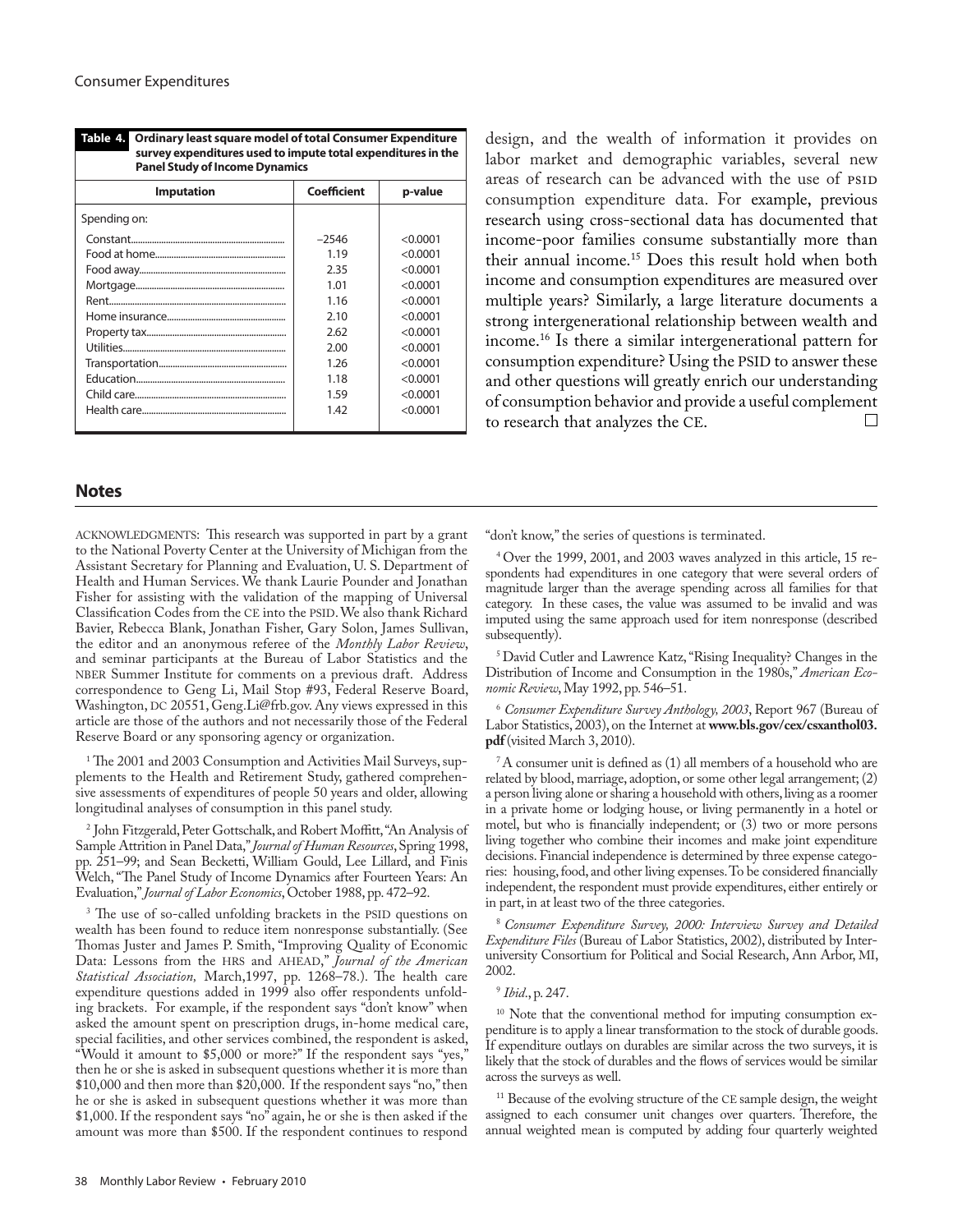**Table 4. Ordinary least square model of total Consumer Expenditure survey expenditures used to impute total expenditures in the Panel Study of Income Dynamics**

| Imputation | Coefficient | p-value |
|---|---|---|
| Spending on: | | |
| Constant | –2546 | <0.0001 |
| Food at home | 1.19 | <0.0001 |
| Food away | 2.35 | <0.0001 |
| Mortgage | 1.01 | <0.0001 |
| Rent | 1.16 | <0.0001 |
| Home insurance | 2.10 | <0.0001 |
| Property tax | 2.62 | <0.0001 |
| Utilities | 2.00 | <0.0001 |
| Transportation | 1.26 | <0.0001 |
| Education | 1.18 | <0.0001 |
| Child care | 1.59 | <0.0001 |
| Health care | 1.42 | <0.0001 |

design, and the wealth of information it provides on labor market and demographic variables, several new areas of research can be advanced with the use of PSID consumption expenditure data. For example, previous research using cross-sectional data has documented that income-poor families consume substantially more than their annual income.[15] Does this result hold when both income and consumption expenditures are measured over multiple years? Similarly, a large literature documents a strong intergenerational relationship between wealth and income.[16] Is there a similar intergenerational pattern for consumption expenditure? Using the PSID to answer these and other questions will greatly enrich our understanding of consumption behavior and provide a useful complement to research that analyzes the CE. □

## Notes

ACKNOWLEDGMENTS: This research was supported in part by a grant to the National Poverty Center at the University of Michigan from the Assistant Secretary for Planning and Evaluation, U. S. Department of Health and Human Services. We thank Laurie Pounder and Jonathan Fisher for assisting with the validation of the mapping of Universal Classification Codes from the CE into the PSID. We also thank Richard Bavier, Rebecca Blank, Jonathan Fisher, Gary Solon, James Sullivan, the editor and an anonymous referee of the *Monthly Labor Review*, and seminar participants at the Bureau of Labor Statistics and the NBER Summer Institute for comments on a previous draft. Address correspondence to Geng Li, Mail Stop #93, Federal Reserve Board, Washington, DC 20551, Geng.Li@frb.gov. Any views expressed in this article are those of the authors and not necessarily those of the Federal Reserve Board or any sponsoring agency or organization.

[1] The 2001 and 2003 Consumption and Activities Mail Surveys, supplements to the Health and Retirement Study, gathered comprehensive assessments of expenditures of people 50 years and older, allowing longitudinal analyses of consumption in this panel study.

[2] John Fitzgerald, Peter Gottschalk, and Robert Moffitt, "An Analysis of Sample Attrition in Panel Data," *Journal of Human Resources*, Spring 1998, pp. 251–99; and Sean Becketti, William Gould, Lee Lillard, and Finis Welch, "The Panel Study of Income Dynamics after Fourteen Years: An Evaluation," *Journal of Labor Economics*, October 1988, pp. 472–92.

[3] The use of so-called unfolding brackets in the PSID questions on wealth has been found to reduce item nonresponse substantially. (See Thomas Juster and James P. Smith, "Improving Quality of Economic Data: Lessons from the HRS and AHEAD," *Journal of the American Statistical Association,* March,1997, pp. 1268–78.). The health care expenditure questions added in 1999 also offer respondents unfolding brackets. For example, if the respondent says "don't know" when asked the amount spent on prescription drugs, in-home medical care, special facilities, and other services combined, the respondent is asked, "Would it amount to $5,000 or more?" If the respondent says "yes," then he or she is asked in subsequent questions whether it is more than $10,000 and then more than $20,000. If the respondent says "no," then he or she is asked in subsequent questions whether it was more than $1,000. If the respondent says "no" again, he or she is then asked if the amount was more than $500. If the respondent continues to respond "don't know," the series of questions is terminated.

[4] Over the 1999, 2001, and 2003 waves analyzed in this article, 15 respondents had expenditures in one category that were several orders of magnitude larger than the average spending across all families for that category. In these cases, the value was assumed to be invalid and was imputed using the same approach used for item nonresponse (described subsequently).

[5] David Cutler and Lawrence Katz, "Rising Inequality? Changes in the Distribution of Income and Consumption in the 1980s," *American Economic Review*, May 1992, pp. 546–51.

[6] *Consumer Expenditure Survey Anthology, 2003*, Report 967 (Bureau of Labor Statistics, 2003), on the Internet at **www.bls.gov/cex/csxanthol03.pdf** (visited March 3, 2010).

[7] A consumer unit is defined as (1) all members of a household who are related by blood, marriage, adoption, or some other legal arrangement; (2) a person living alone or sharing a household with others, living as a roomer in a private home or lodging house, or living permanently in a hotel or motel, but who is financially independent; or (3) two or more persons living together who combine their incomes and make joint expenditure decisions. Financial independence is determined by three expense categories: housing, food, and other living expenses. To be considered financially independent, the respondent must provide expenditures, either entirely or in part, in at least two of the three categories.

[8] *Consumer Expenditure Survey, 2000: Interview Survey and Detailed Expenditure Files* (Bureau of Labor Statistics, 2002), distributed by Inter-university Consortium for Political and Social Research, Ann Arbor, MI, 2002.

[9] *Ibid*., p. 247.

[10] Note that the conventional method for imputing consumption expenditure is to apply a linear transformation to the stock of durable goods. If expenditure outlays on durables are similar across the two surveys, it is likely that the stock of durables and the flows of services would be similar across the surveys as well.

[11] Because of the evolving structure of the CE sample design, the weight assigned to each consumer unit changes over quarters. Therefore, the annual weighted mean is computed by adding four quarterly weighted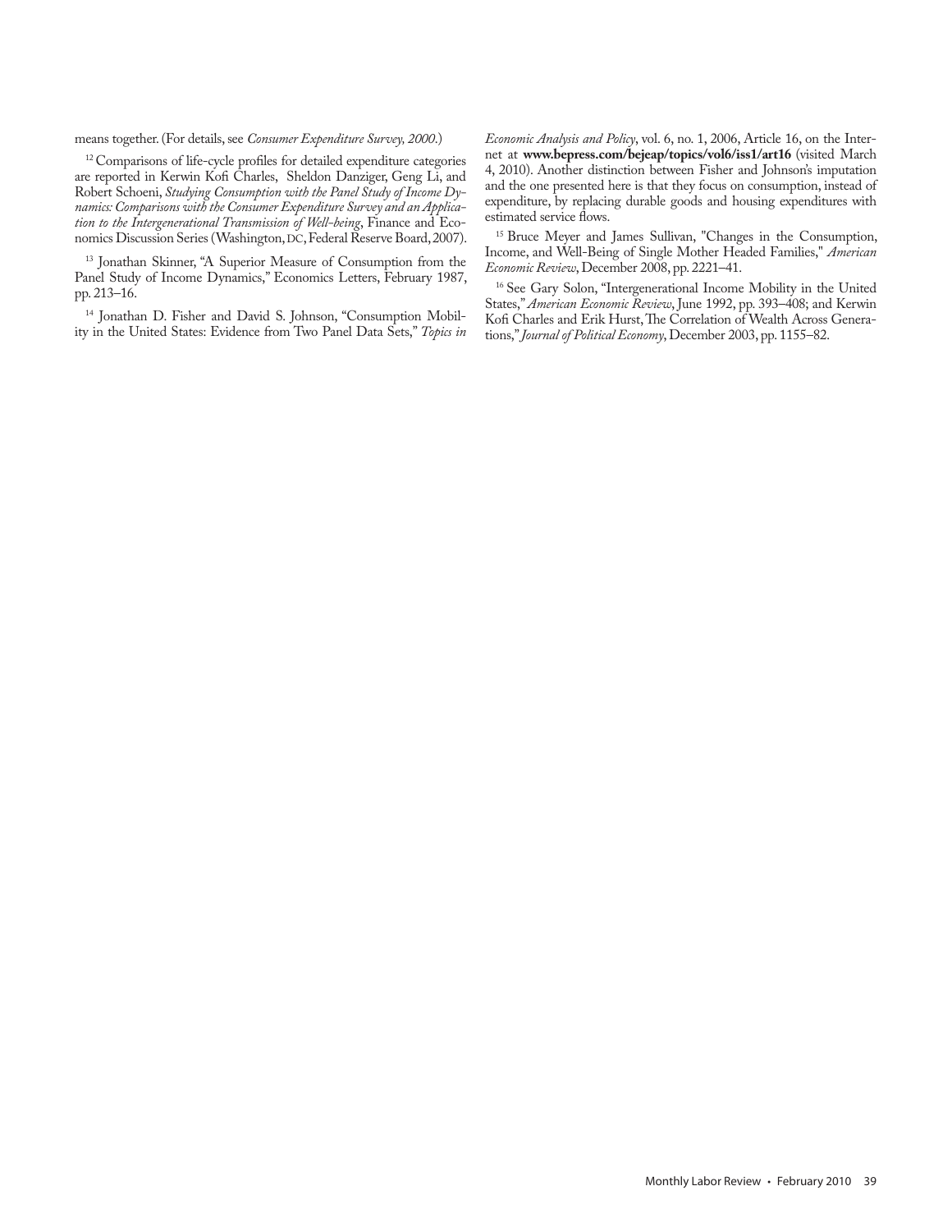means together. (For details, see *Consumer Expenditure Survey, 2000*.)

[12] Comparisons of life-cycle profiles for detailed expenditure categories are reported in Kerwin Kofi Charles, Sheldon Danziger, Geng Li, and Robert Schoeni, *Studying Consumption with the Panel Study of Income Dynamics: Comparisons with the Consumer Expenditure Survey and an Application to the Intergenerational Transmission of Well-being*, Finance and Economics Discussion Series (Washington, DC, Federal Reserve Board, 2007).

[13] Jonathan Skinner, "A Superior Measure of Consumption from the Panel Study of Income Dynamics," Economics Letters, February 1987, pp. 213–16.

[14] Jonathan D. Fisher and David S. Johnson, "Consumption Mobility in the United States: Evidence from Two Panel Data Sets," *Topics in Economic Analysis and Policy*, vol. 6, no. 1, 2006, Article 16, on the Internet at **www.bepress.com/bejeap/topics/vol6/iss1/art16** (visited March 4, 2010). Another distinction between Fisher and Johnson's imputation and the one presented here is that they focus on consumption, instead of expenditure, by replacing durable goods and housing expenditures with estimated service flows.

[15] Bruce Meyer and James Sullivan, "Changes in the Consumption, Income, and Well-Being of Single Mother Headed Families," *American Economic Review*, December 2008, pp. 2221–41.

[16] See Gary Solon, "Intergenerational Income Mobility in the United States," *American Economic Review*, June 1992, pp. 393–408; and Kerwin Kofi Charles and Erik Hurst, The Correlation of Wealth Across Generations," *Journal of Political Economy*, December 2003, pp. 1155–82.